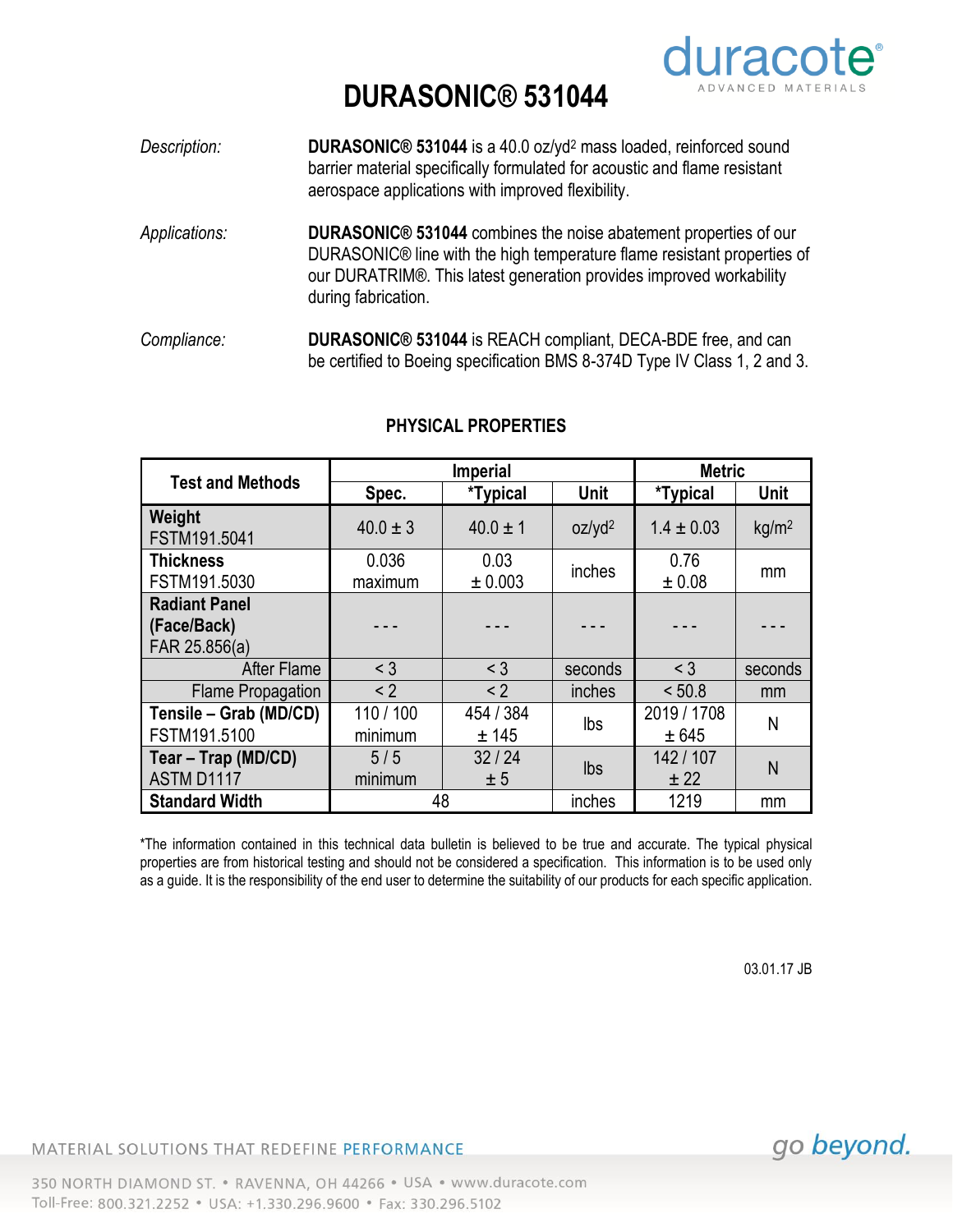# DURASONIC® 531044

*Description:* **DURASONIC® 531044** is a 40.0 oz/yd$^2$ mass loaded, reinforced sound barrier material specifically formulated for acoustic and flame resistant aerospace applications with improved flexibility.

*Applications:* **DURASONIC® 531044** combines the noise abatement properties of our DURASONIC® line with the high temperature flame resistant properties of our DURATRIM®. This latest generation provides improved workability during fabrication.

*Compliance:* **DURASONIC® 531044** is REACH compliant, DECA-BDE free, and can be certified to Boeing specification BMS 8-374D Type IV Class 1, 2 and 3.

## PHYSICAL PROPERTIES

| Test and Methods | Imperial | | | Metric | |
|---|---|---|---|---|---|
| | Spec. | *Typical | Unit | *Typical | Unit |
| **Weight** FSTM191.5041 | 40.0 ± 3 | 40.0 ± 1 | oz/yd$^2$ | 1.4 ± 0.03 | kg/m$^2$ |
| **Thickness** FSTM191.5030 | 0.036 maximum | 0.03 ± 0.003 | inches | 0.76 ± 0.08 | mm |
| **Radiant Panel (Face/Back)** FAR 25.856(a) | --- | --- | --- | --- | --- |
| After Flame | < 3 | < 3 | seconds | < 3 | seconds |
| Flame Propagation | < 2 | < 2 | inches | < 50.8 | mm |
| **Tensile – Grab (MD/CD)** FSTM191.5100 | 110 / 100 minimum | 454 / 384 ± 145 | lbs | 2019 / 1708 ± 645 | N |
| **Tear – Trap (MD/CD)** ASTM D1117 | 5 / 5 minimum | 32 / 24 ± 5 | lbs | 142 / 107 ± 22 | N |
| **Standard Width** | 48 | | inches | 1219 | mm |

*The information contained in this technical data bulletin is believed to be true and accurate. The typical physical properties are from historical testing and should not be considered a specification. This information is to be used only as a guide. It is the responsibility of the end user to determine the suitability of our products for each specific application.

03.01.17 JB

MATERIAL SOLUTIONS THAT REDEFINE PERFORMANCE

go beyond.

350 NORTH DIAMOND ST. • RAVENNA, OH 44266 • USA • www.duracote.com
Toll-Free: 800.321.2252 • USA: +1.330.296.9600 • Fax: 330.296.5102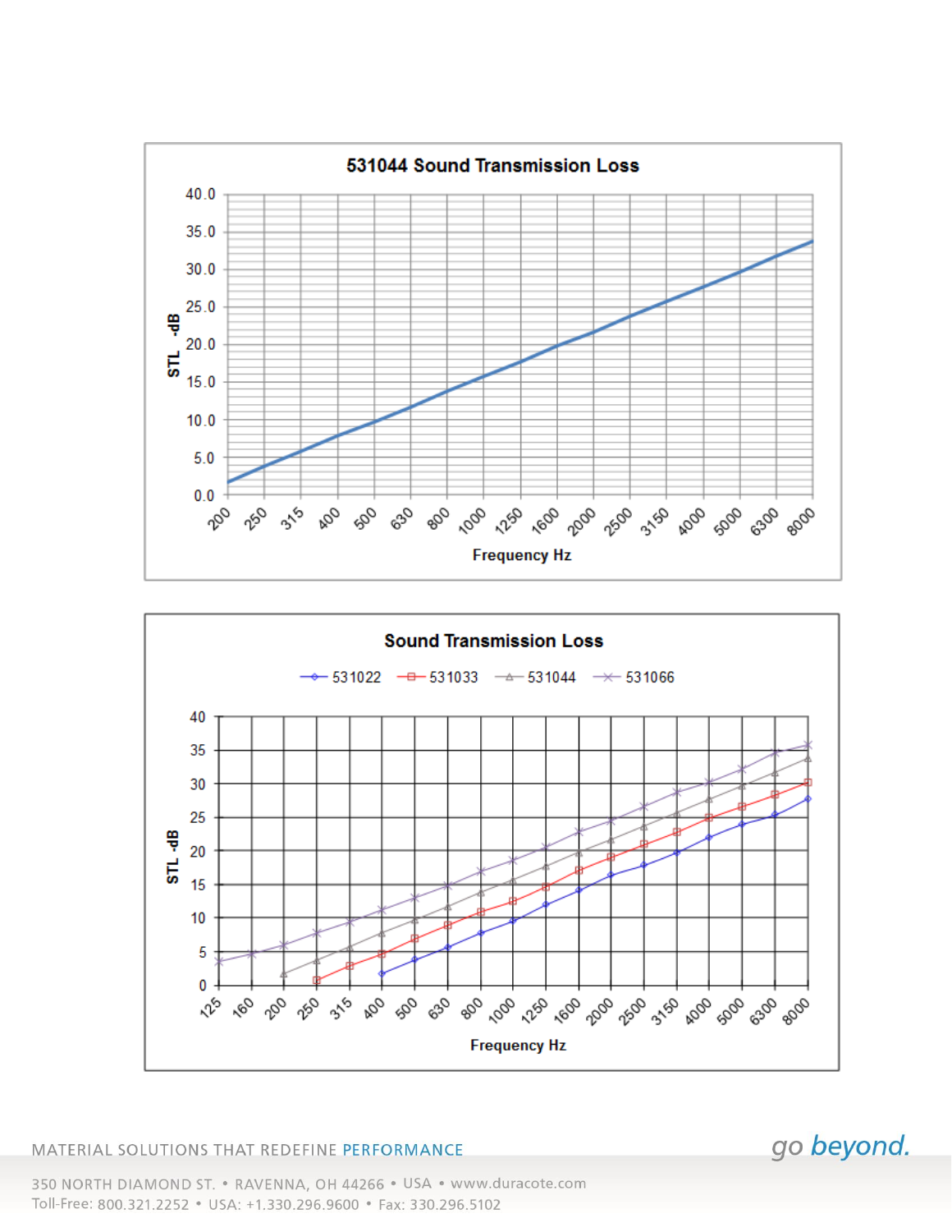**531044 Sound Transmission Loss**

STL -dB

40.0
35.0
30.0
25.0
20.0
15.0
10.0
5.0
0.0

200
250
315
400
500
630
800
1000
1250
1600
2000
2500
3150
4000
5000
6300
8000

Frequency Hz

**Sound Transmission Loss**

531022 531033 531044 531066

STL -dB

40
35
30
25
20
15
10
5
0

125
160
200
250
315
400
500
630
800
1000
1250
1600
2000
2500
3150
4000
5000
6300
8000

Frequency Hz

MATERIAL SOLUTIONS THAT REDEFINE PERFORMANCE

*go beyond.*

350 NORTH DIAMOND ST. • RAVENNA, OH 44266 • USA • www.duracote.com
Toll-Free: 800.321.2252 • USA: +1.330.296.9600 • Fax: 330.296.5102